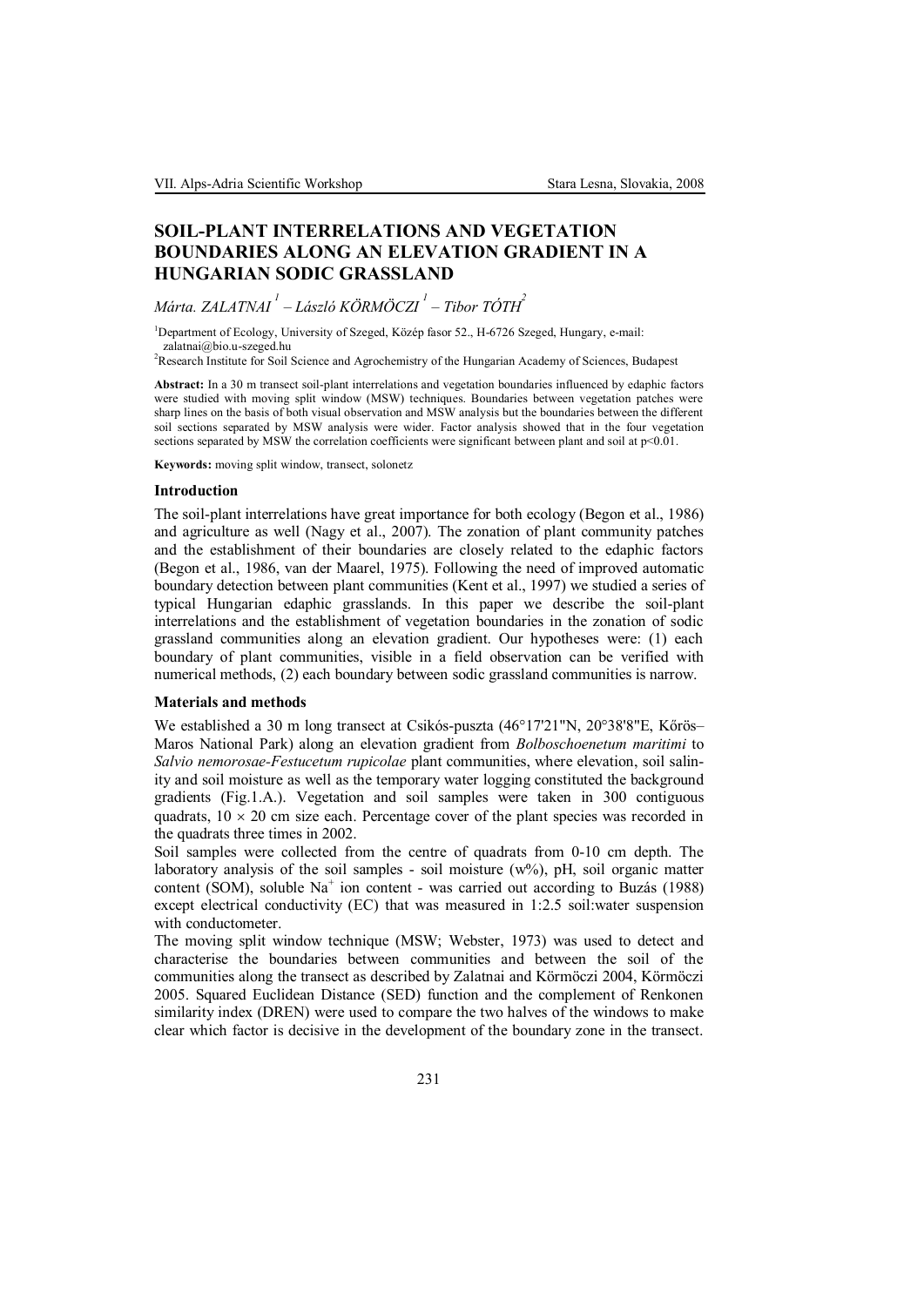# SOIL-PLANT INTERRELATIONS AND VEGETATION BOUNDARIES ALONG AN ELEVATION GRADIENT IN A HUNGARIAN SODIC GRASSLAND

*Márta. ZALATNAI [1] – László KÖRMÖCZI [1] – Tibor TÓTH [2]*

[1]Department of Ecology, University of Szeged, Közép fasor 52., H-6726 Szeged, Hungary, e-mail: zalatnai@bio.u-szeged.hu

[2]Research Institute for Soil Science and Agrochemistry of the Hungarian Academy of Sciences, Budapest

**Abstract:** In a 30 m transect soil-plant interrelations and vegetation boundaries influenced by edaphic factors were studied with moving split window (MSW) techniques. Boundaries between vegetation patches were sharp lines on the basis of both visual observation and MSW analysis but the boundaries between the different soil sections separated by MSW analysis were wider. Factor analysis showed that in the four vegetation sections separated by MSW the correlation coefficients were significant between plant and soil at $p<0.01$.

**Keywords:** moving split window, transect, solonetz

## Introduction

The soil-plant interrelations have great importance for both ecology (Begon et al., 1986) and agriculture as well (Nagy et al., 2007). The zonation of plant community patches and the establishment of their boundaries are closely related to the edaphic factors (Begon et al., 1986, van der Maarel, 1975). Following the need of improved automatic boundary detection between plant communities (Kent et al., 1997) we studied a series of typical Hungarian edaphic grasslands. In this paper we describe the soil-plant interrelations and the establishment of vegetation boundaries in the zonation of sodic grassland communities along an elevation gradient. Our hypotheses were: (1) each boundary of plant communities, visible in a field observation can be verified with numerical methods, (2) each boundary between sodic grassland communities is narrow.

## Materials and methods

We established a 30 m long transect at Csikós-puszta (46°17'21"N, 20°38'8"E, Kőrös–Maros National Park) along an elevation gradient from *Bolboschoenetum maritimi* to *Salvio nemorosae-Festucetum rupicolae* plant communities, where elevation, soil salinity and soil moisture as well as the temporary water logging constituted the background gradients (Fig.1.A.). Vegetation and soil samples were taken in 300 contiguous quadrats, $10 \times 20$ cm size each. Percentage cover of the plant species was recorded in the quadrats three times in 2002.

Soil samples were collected from the centre of quadrats from 0-10 cm depth. The laboratory analysis of the soil samples - soil moisture (w%), pH, soil organic matter content (SOM), soluble $Na^+$ ion content - was carried out according to Buzás (1988) except electrical conductivity (EC) that was measured in 1:2.5 soil:water suspension with conductometer.

The moving split window technique (MSW; Webster, 1973) was used to detect and characterise the boundaries between communities and between the soil of the communities along the transect as described by Zalatnai and Körmöczi 2004, Körmöczi 2005. Squared Euclidean Distance (SED) function and the complement of Renkonen similarity index (DREN) were used to compare the two halves of the windows to make clear which factor is decisive in the development of the boundary zone in the transect.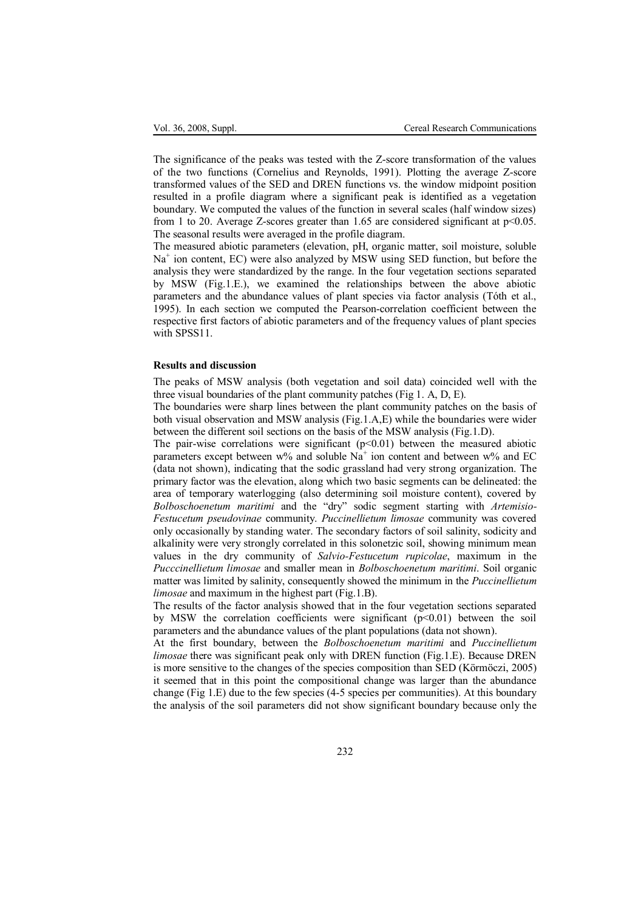The significance of the peaks was tested with the Z-score transformation of the values of the two functions (Cornelius and Reynolds, 1991). Plotting the average Z-score transformed values of the SED and DREN functions vs. the window midpoint position resulted in a profile diagram where a significant peak is identified as a vegetation boundary. We computed the values of the function in several scales (half window sizes) from 1 to 20. Average Z-scores greater than 1.65 are considered significant at $p<0.05$. The seasonal results were averaged in the profile diagram.

The measured abiotic parameters (elevation, pH, organic matter, soil moisture, soluble $Na^+$ ion content, EC) were also analyzed by MSW using SED function, but before the analysis they were standardized by the range. In the four vegetation sections separated by MSW (Fig.1.E.), we examined the relationships between the above abiotic parameters and the abundance values of plant species via factor analysis (Tóth et al., 1995). In each section we computed the Pearson-correlation coefficient between the respective first factors of abiotic parameters and of the frequency values of plant species with SPSS11.

## Results and discussion

The peaks of MSW analysis (both vegetation and soil data) coincided well with the three visual boundaries of the plant community patches (Fig 1. A, D, E).

The boundaries were sharp lines between the plant community patches on the basis of both visual observation and MSW analysis (Fig.1.A,E) while the boundaries were wider between the different soil sections on the basis of the MSW analysis (Fig.1.D).

The pair-wise correlations were significant ($p<0.01$) between the measured abiotic parameters except between w% and soluble $Na^+$ ion content and between w% and EC (data not shown), indicating that the sodic grassland had very strong organization. The primary factor was the elevation, along which two basic segments can be delineated: the area of temporary waterlogging (also determining soil moisture content), covered by *Bolboschoenetum maritimi* and the "dry" sodic segment starting with *Artemisio-Festucetum pseudovinae* community. *Puccinellietum limosae* community was covered only occasionally by standing water. The secondary factors of soil salinity, sodicity and alkalinity were very strongly correlated in this solonetzic soil, showing minimum mean values in the dry community of *Salvio-Festucetum rupicolae*, maximum in the *Pucccinellietum limosae* and smaller mean in *Bolboschoenetum maritimi*. Soil organic matter was limited by salinity, consequently showed the minimum in the *Puccinellietum limosae* and maximum in the highest part (Fig.1.B).

The results of the factor analysis showed that in the four vegetation sections separated by MSW the correlation coefficients were significant ($p<0.01$) between the soil parameters and the abundance values of the plant populations (data not shown).

At the first boundary, between the *Bolboschoenetum maritimi* and *Puccinellietum limosae* there was significant peak only with DREN function (Fig.1.E). Because DREN is more sensitive to the changes of the species composition than SED (Körmöczi, 2005) it seemed that in this point the compositional change was larger than the abundance change (Fig 1.E) due to the few species (4-5 species per communities). At this boundary the analysis of the soil parameters did not show significant boundary because only the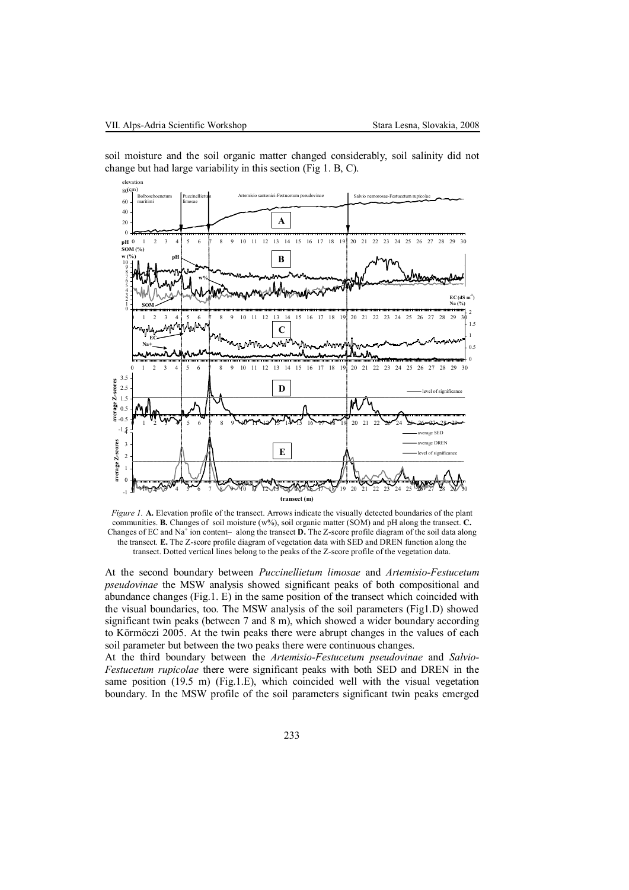soil moisture and the soil organic matter changed considerably, soil salinity did not change but had large variability in this section (Fig 1. B, C).

*Figure 1.* **A.** Elevation profile of the transect. Arrows indicate the visually detected boundaries of the plant communities. **B.** Changes of soil moisture (w%), soil organic matter (SOM) and pH along the transect. **C.** Changes of EC and $Na^{+}$ ion content– along the transect **D.** The Z-score profile diagram of the soil data along the transect. **E.** The Z-score profile diagram of vegetation data with SED and DREN function along the transect. Dotted vertical lines belong to the peaks of the Z-score profile of the vegetation data.

At the second boundary between *Puccinellietum limosae* and *Artemisio-Festucetum pseudovinae* the MSW analysis showed significant peaks of both compositional and abundance changes (Fig.1. E) in the same position of the transect which coincided with the visual boundaries, too. The MSW analysis of the soil parameters (Fig1.D) showed significant twin peaks (between 7 and 8 m), which showed a wider boundary according to Körmöczi 2005. At the twin peaks there were abrupt changes in the values of each soil parameter but between the two peaks there were continuous changes.

At the third boundary between the *Artemisio-Festucetum pseudovinae* and *Salvio-Festucetum rupicolae* there were significant peaks with both SED and DREN in the same position (19.5 m) (Fig.1.E), which coincided well with the visual vegetation boundary. In the MSW profile of the soil parameters significant twin peaks emerged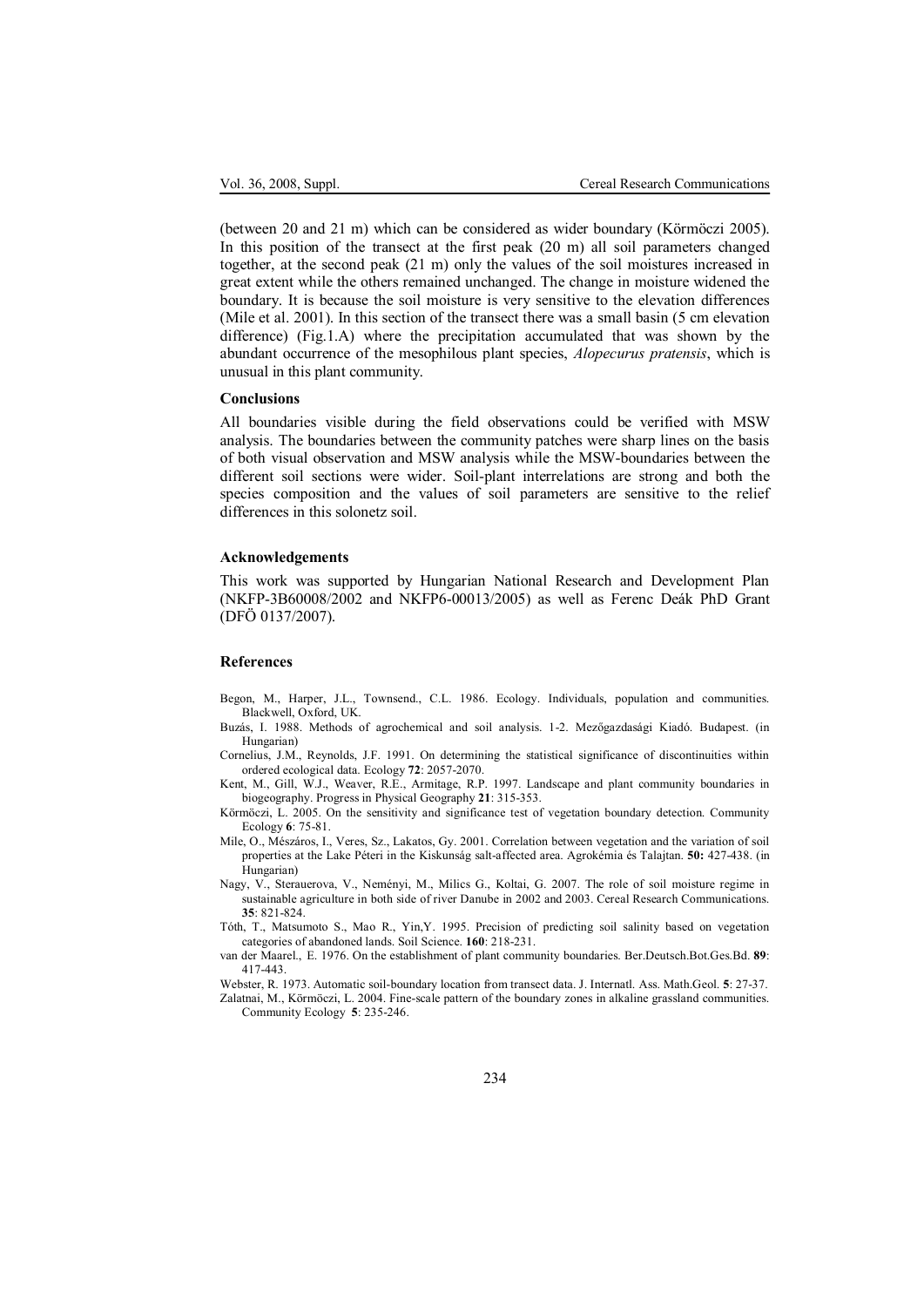(between 20 and 21 m) which can be considered as wider boundary (Körmöczi 2005). In this position of the transect at the first peak (20 m) all soil parameters changed together, at the second peak (21 m) only the values of the soil moistures increased in great extent while the others remained unchanged. The change in moisture widened the boundary. It is because the soil moisture is very sensitive to the elevation differences (Mile et al. 2001). In this section of the transect there was a small basin (5 cm elevation difference) (Fig.1.A) where the precipitation accumulated that was shown by the abundant occurrence of the mesophilous plant species, *Alopecurus pratensis*, which is unusual in this plant community.

### Conclusions

All boundaries visible during the field observations could be verified with MSW analysis. The boundaries between the community patches were sharp lines on the basis of both visual observation and MSW analysis while the MSW-boundaries between the different soil sections were wider. Soil-plant interrelations are strong and both the species composition and the values of soil parameters are sensitive to the relief differences in this solonetz soil.

### Acknowledgements

This work was supported by Hungarian National Research and Development Plan (NKFP-3B60008/2002 and NKFP6-00013/2005) as well as Ferenc Deák PhD Grant (DFÖ 0137/2007).

### References

Begon, M., Harper, J.L., Townsend., C.L. 1986. Ecology. Individuals, population and communities. Blackwell, Oxford, UK.

Buzás, I. 1988. Methods of agrochemical and soil analysis. 1-2. Mezőgazdasági Kiadó. Budapest. (in Hungarian)

Cornelius, J.M., Reynolds, J.F. 1991. On determining the statistical significance of discontinuities within ordered ecological data. Ecology **72**: 2057-2070.

Kent, M., Gill, W.J., Weaver, R.E., Armitage, R.P. 1997. Landscape and plant community boundaries in biogeography. Progress in Physical Geography **21**: 315-353.

Körmöczi, L. 2005. On the sensitivity and significance test of vegetation boundary detection. Community Ecology **6**: 75-81.

Mile, O., Mészáros, I., Veres, Sz., Lakatos, Gy. 2001. Correlation between vegetation and the variation of soil properties at the Lake Péteri in the Kiskunság salt-affected area. Agrokémia és Talajtan. **50:** 427-438. (in Hungarian)

Nagy, V., Sterauerova, V., Neményi, M., Milics G., Koltai, G. 2007. The role of soil moisture regime in sustainable agriculture in both side of river Danube in 2002 and 2003. Cereal Research Communications. **35**: 821-824.

Tóth, T., Matsumoto S., Mao R., Yin,Y. 1995. Precision of predicting soil salinity based on vegetation categories of abandoned lands. Soil Science. **160**: 218-231.

van der Maarel., E. 1976. On the establishment of plant community boundaries. Ber.Deutsch.Bot.Ges.Bd. **89**: 417-443.

Webster, R. 1973. Automatic soil-boundary location from transect data. J. Internatl. Ass. Math.Geol. **5**: 27-37.

Zalatnai, M., Körmöczi, L. 2004. Fine-scale pattern of the boundary zones in alkaline grassland communities. Community Ecology **5**: 235-246.